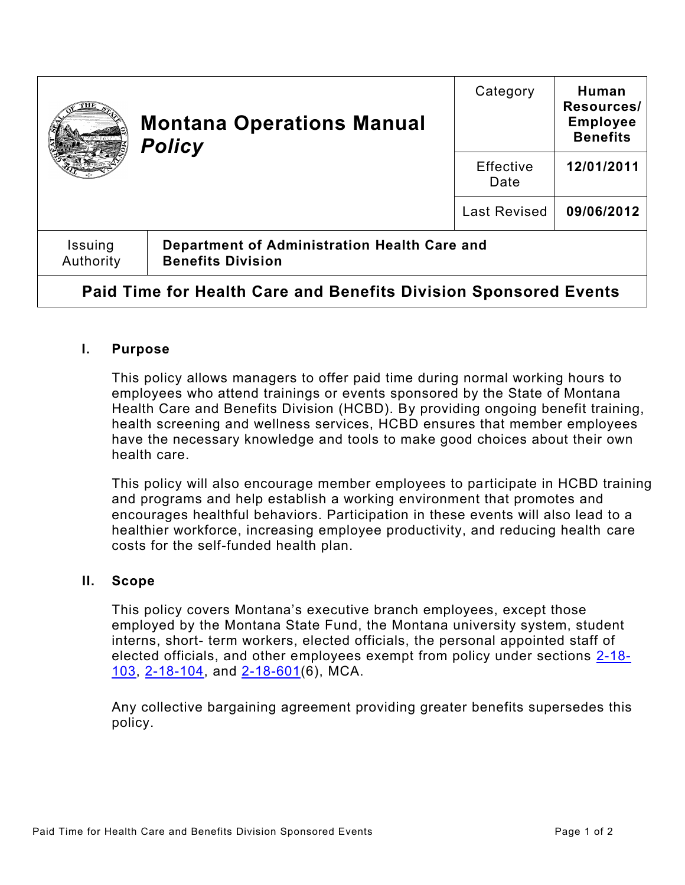| Montana Operations Manual *Policy* | Category | **Human Resources/ Employee Benefits** |
|---|---|---|
| | Effective Date | **12/01/2011** |
| | Last Revised | **09/06/2012** |

| Issuing Authority | **Department of Administration Health Care and Benefits Division** |
|---|---|

# Paid Time for Health Care and Benefits Division Sponsored Events

## I. Purpose

This policy allows managers to offer paid time during normal working hours to employees who attend trainings or events sponsored by the State of Montana Health Care and Benefits Division (HCBD). By providing ongoing benefit training, health screening and wellness services, HCBD ensures that member employees have the necessary knowledge and tools to make good choices about their own health care.

This policy will also encourage member employees to participate in HCBD training and programs and help establish a working environment that promotes and encourages healthful behaviors. Participation in these events will also lead to a healthier workforce, increasing employee productivity, and reducing health care costs for the self-funded health plan.

## II. Scope

This policy covers Montana's executive branch employees, except those employed by the Montana State Fund, the Montana university system, student interns, short- term workers, elected officials, the personal appointed staff of elected officials, and other employees exempt from policy under sections 2-18-103, 2-18-104, and 2-18-601(6), MCA.

Any collective bargaining agreement providing greater benefits supersedes this policy.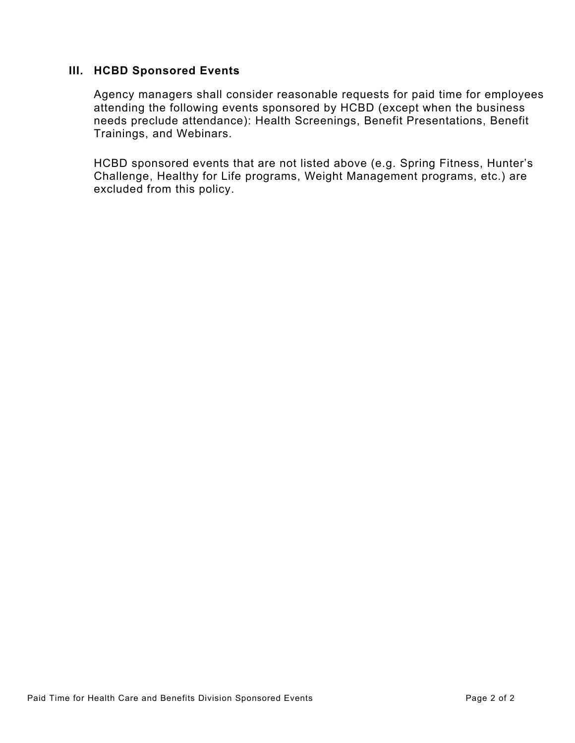## III. HCBD Sponsored Events

Agency managers shall consider reasonable requests for paid time for employees attending the following events sponsored by HCBD (except when the business needs preclude attendance): Health Screenings, Benefit Presentations, Benefit Trainings, and Webinars.

HCBD sponsored events that are not listed above (e.g. Spring Fitness, Hunter's Challenge, Healthy for Life programs, Weight Management programs, etc.) are excluded from this policy.